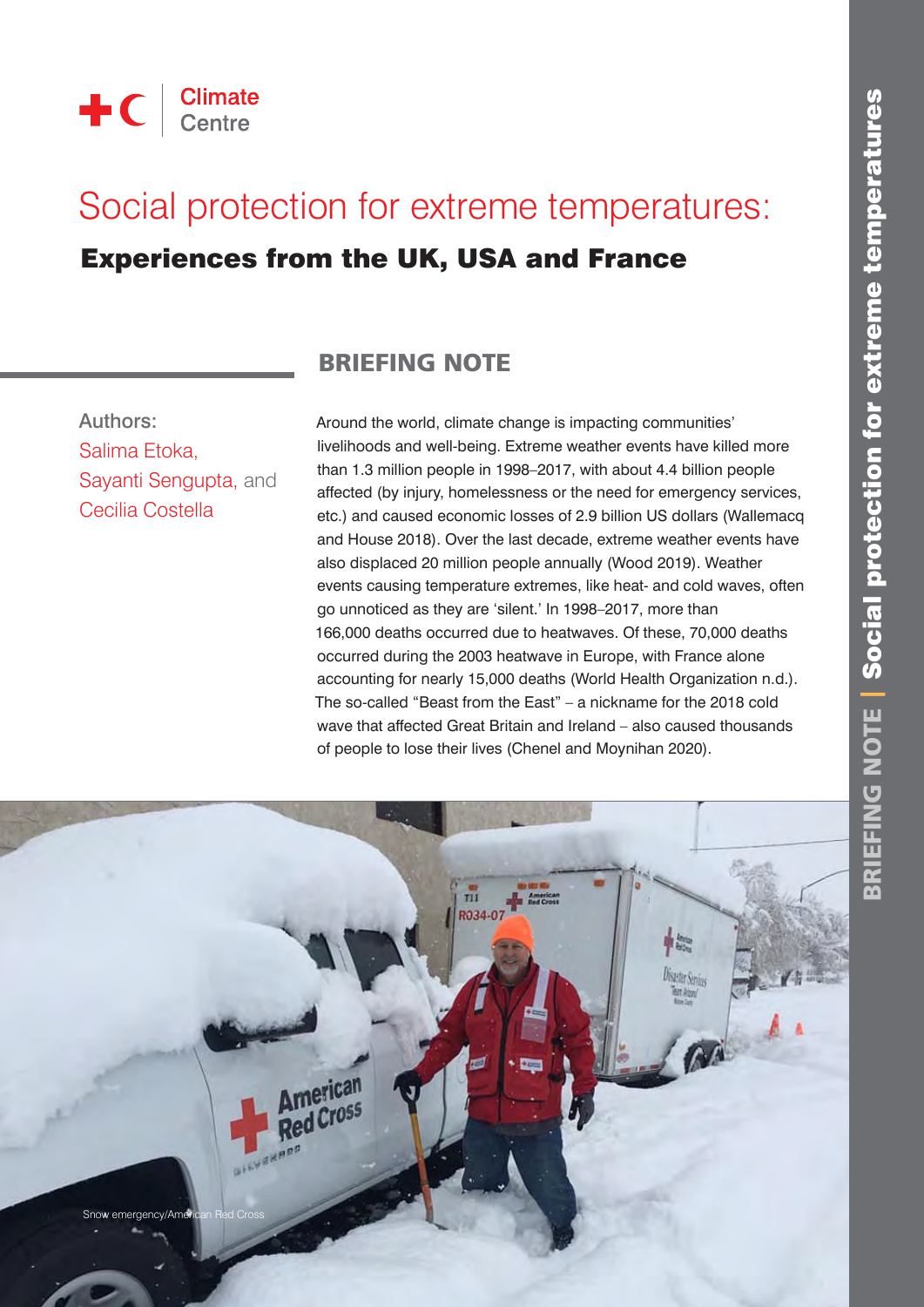Climate Centre

# Social protection for extreme temperatures:

## Experiences from the UK, USA and France

### BRIEFING NOTE

Authors:
Salima Etoka,
Sayanti Sengupta, and
Cecilia Costella

Around the world, climate change is impacting communities' livelihoods and well-being. Extreme weather events have killed more than 1.3 million people in 1998–2017, with about 4.4 billion people affected (by injury, homelessness or the need for emergency services, etc.) and caused economic losses of 2.9 billion US dollars (Wallemacq and House 2018). Over the last decade, extreme weather events have also displaced 20 million people annually (Wood 2019). Weather events causing temperature extremes, like heat- and cold waves, often go unnoticed as they are 'silent.' In 1998–2017, more than 166,000 deaths occurred due to heatwaves. Of these, 70,000 deaths occurred during the 2003 heatwave in Europe, with France alone accounting for nearly 15,000 deaths (World Health Organization n.d.). The so-called "Beast from the East" – a nickname for the 2018 cold wave that affected Great Britain and Ireland – also caused thousands of people to lose their lives (Chenel and Moynihan 2020).

Snow emergency/American Red Cross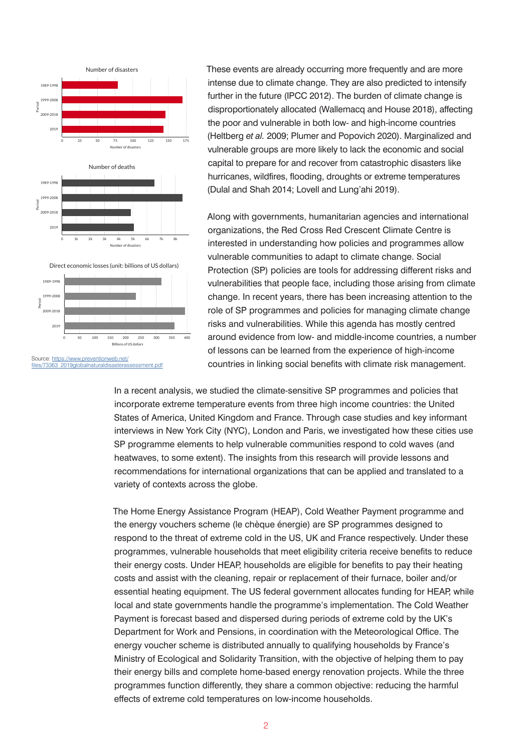Number of disasters

Number of deaths

Direct economic losses (unit: billions of US dollars)

Source: https://www.preventionweb.net/files/73363_2019globalnaturaldisasterassessment.pdf

These events are already occurring more frequently and are more intense due to climate change. They are also predicted to intensify further in the future (IPCC 2012). The burden of climate change is disproportionately allocated (Wallemacq and House 2018), affecting the poor and vulnerable in both low- and high-income countries (Heltberg *et al.* 2009; Plumer and Popovich 2020). Marginalized and vulnerable groups are more likely to lack the economic and social capital to prepare for and recover from catastrophic disasters like hurricanes, wildfires, flooding, droughts or extreme temperatures (Dulal and Shah 2014; Lovell and Lung'ahi 2019).

Along with governments, humanitarian agencies and international organizations, the Red Cross Red Crescent Climate Centre is interested in understanding how policies and programmes allow vulnerable communities to adapt to climate change. Social Protection (SP) policies are tools for addressing different risks and vulnerabilities that people face, including those arising from climate change. In recent years, there has been increasing attention to the role of SP programmes and policies for managing climate change risks and vulnerabilities. While this agenda has mostly centred around evidence from low- and middle-income countries, a number of lessons can be learned from the experience of high-income countries in linking social benefits with climate risk management.

In a recent analysis, we studied the climate-sensitive SP programmes and policies that incorporate extreme temperature events from three high income countries: the United States of America, United Kingdom and France. Through case studies and key informant interviews in New York City (NYC), London and Paris, we investigated how these cities use SP programme elements to help vulnerable communities respond to cold waves (and heatwaves, to some extent). The insights from this research will provide lessons and recommendations for international organizations that can be applied and translated to a variety of contexts across the globe.

The Home Energy Assistance Program (HEAP), Cold Weather Payment programme and the energy vouchers scheme (le chèque énergie) are SP programmes designed to respond to the threat of extreme cold in the US, UK and France respectively. Under these programmes, vulnerable households that meet eligibility criteria receive benefits to reduce their energy costs. Under HEAP, households are eligible for benefits to pay their heating costs and assist with the cleaning, repair or replacement of their furnace, boiler and/or essential heating equipment. The US federal government allocates funding for HEAP, while local and state governments handle the programme's implementation. The Cold Weather Payment is forecast based and dispersed during periods of extreme cold by the UK's Department for Work and Pensions, in coordination with the Meteorological Office. The energy voucher scheme is distributed annually to qualifying households by France's Ministry of Ecological and Solidarity Transition, with the objective of helping them to pay their energy bills and complete home-based energy renovation projects. While the three programmes function differently, they share a common objective: reducing the harmful effects of extreme cold temperatures on low-income households.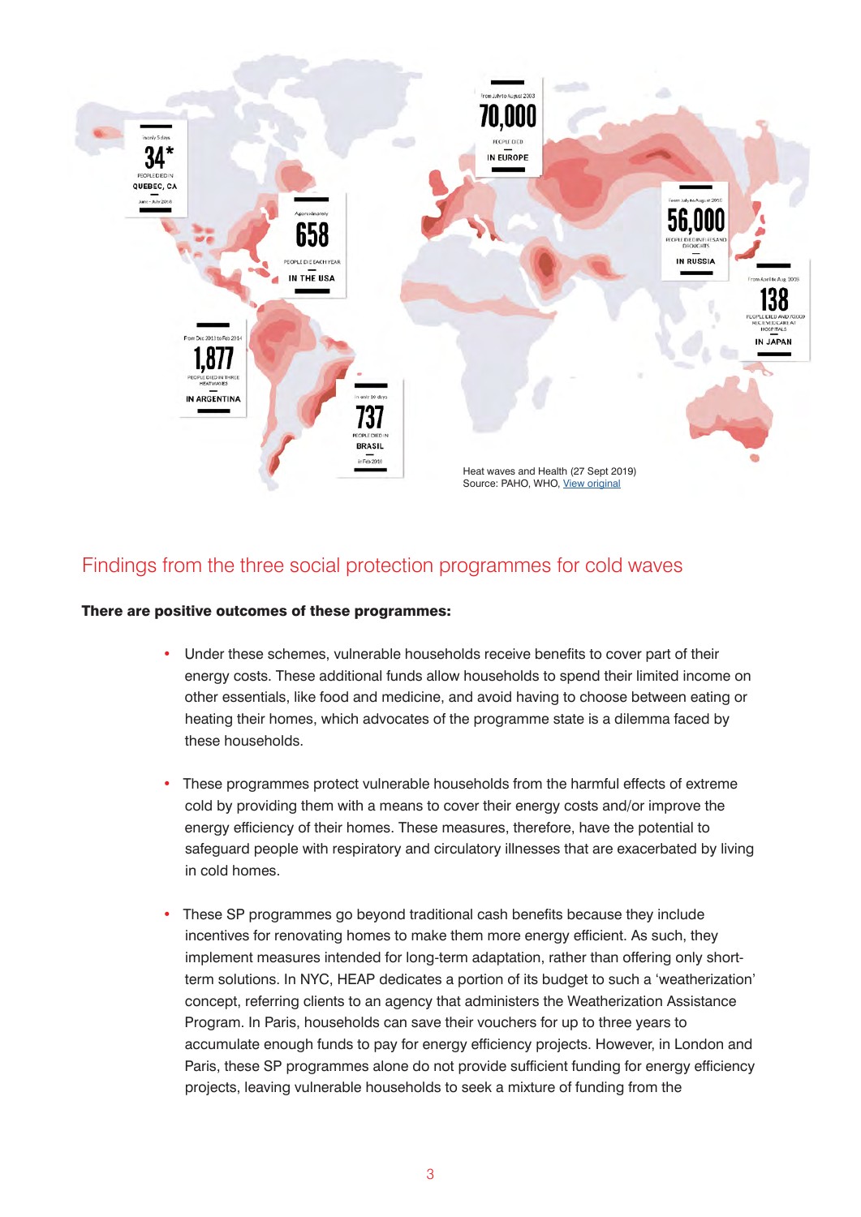Heat waves and Health (27 Sept 2019)
Source: PAHO, WHO, View original

## Findings from the three social protection programmes for cold waves

**There are positive outcomes of these programmes:**

- Under these schemes, vulnerable households receive benefits to cover part of their energy costs. These additional funds allow households to spend their limited income on other essentials, like food and medicine, and avoid having to choose between eating or heating their homes, which advocates of the programme state is a dilemma faced by these households.

- These programmes protect vulnerable households from the harmful effects of extreme cold by providing them with a means to cover their energy costs and/or improve the energy efficiency of their homes. These measures, therefore, have the potential to safeguard people with respiratory and circulatory illnesses that are exacerbated by living in cold homes.

- These SP programmes go beyond traditional cash benefits because they include incentives for renovating homes to make them more energy efficient. As such, they implement measures intended for long-term adaptation, rather than offering only short-term solutions. In NYC, HEAP dedicates a portion of its budget to such a 'weatherization' concept, referring clients to an agency that administers the Weatherization Assistance Program. In Paris, households can save their vouchers for up to three years to accumulate enough funds to pay for energy efficiency projects. However, in London and Paris, these SP programmes alone do not provide sufficient funding for energy efficiency projects, leaving vulnerable households to seek a mixture of funding from the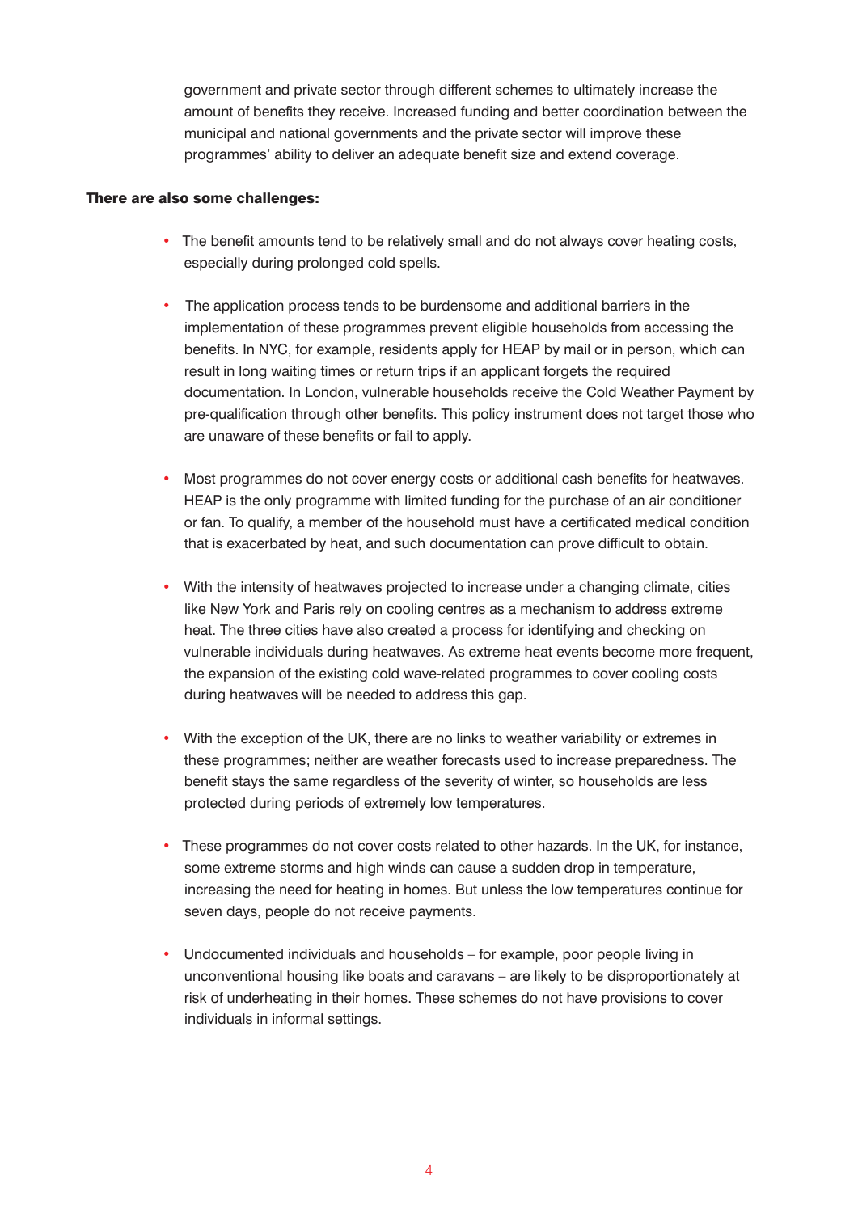government and private sector through different schemes to ultimately increase the amount of benefits they receive. Increased funding and better coordination between the municipal and national governments and the private sector will improve these programmes' ability to deliver an adequate benefit size and extend coverage.

**There are also some challenges:**

- The benefit amounts tend to be relatively small and do not always cover heating costs, especially during prolonged cold spells.

- The application process tends to be burdensome and additional barriers in the implementation of these programmes prevent eligible households from accessing the benefits. In NYC, for example, residents apply for HEAP by mail or in person, which can result in long waiting times or return trips if an applicant forgets the required documentation. In London, vulnerable households receive the Cold Weather Payment by pre-qualification through other benefits. This policy instrument does not target those who are unaware of these benefits or fail to apply.

- Most programmes do not cover energy costs or additional cash benefits for heatwaves. HEAP is the only programme with limited funding for the purchase of an air conditioner or fan. To qualify, a member of the household must have a certificated medical condition that is exacerbated by heat, and such documentation can prove difficult to obtain.

- With the intensity of heatwaves projected to increase under a changing climate, cities like New York and Paris rely on cooling centres as a mechanism to address extreme heat. The three cities have also created a process for identifying and checking on vulnerable individuals during heatwaves. As extreme heat events become more frequent, the expansion of the existing cold wave-related programmes to cover cooling costs during heatwaves will be needed to address this gap.

- With the exception of the UK, there are no links to weather variability or extremes in these programmes; neither are weather forecasts used to increase preparedness. The benefit stays the same regardless of the severity of winter, so households are less protected during periods of extremely low temperatures.

- These programmes do not cover costs related to other hazards. In the UK, for instance, some extreme storms and high winds can cause a sudden drop in temperature, increasing the need for heating in homes. But unless the low temperatures continue for seven days, people do not receive payments.

- Undocumented individuals and households – for example, poor people living in unconventional housing like boats and caravans – are likely to be disproportionately at risk of underheating in their homes. These schemes do not have provisions to cover individuals in informal settings.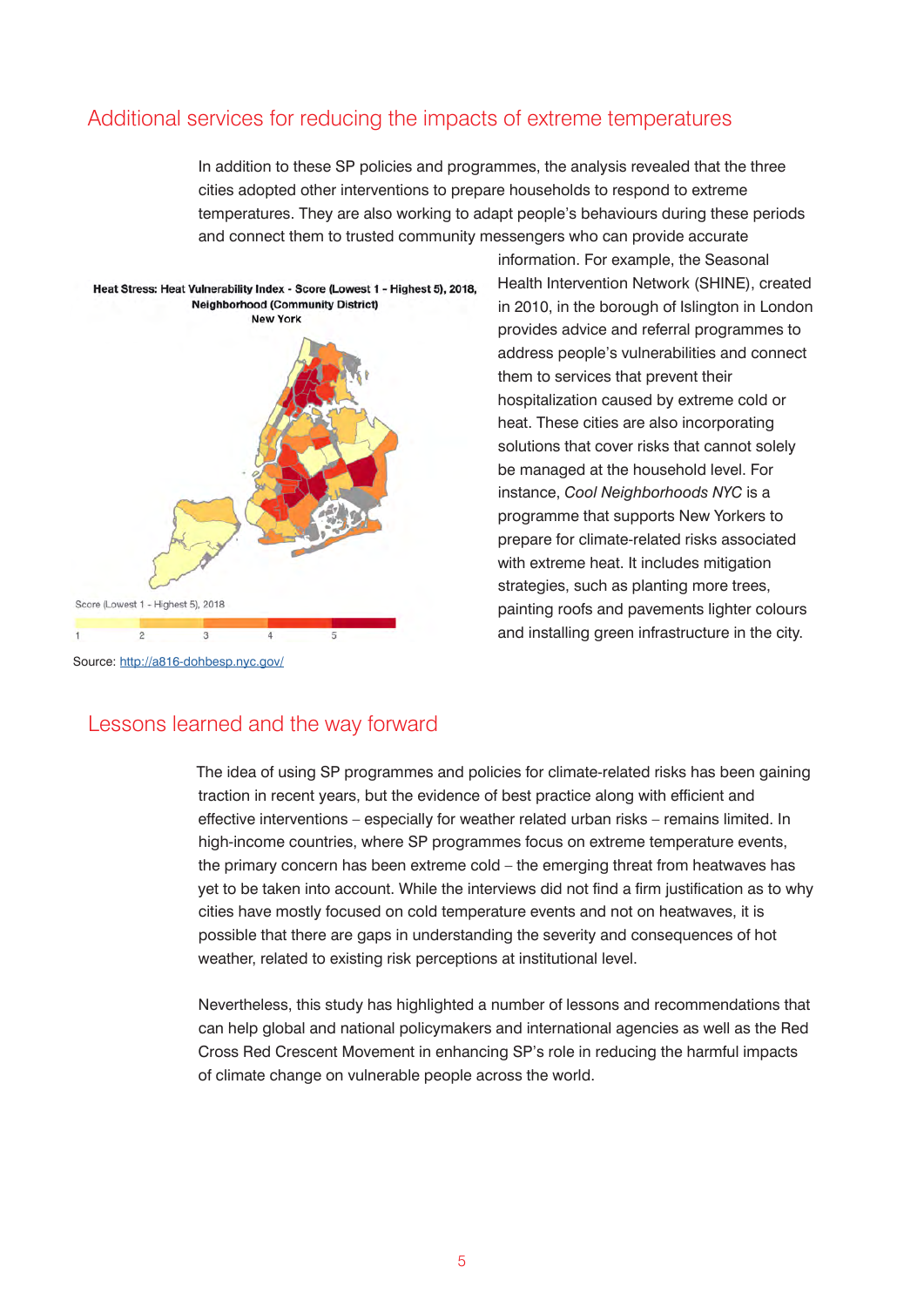## Additional services for reducing the impacts of extreme temperatures

In addition to these SP policies and programmes, the analysis revealed that the three cities adopted other interventions to prepare households to respond to extreme temperatures. They are also working to adapt people's behaviours during these periods and connect them to trusted community messengers who can provide accurate information. For example, the Seasonal Health Intervention Network (SHINE), created in 2010, in the borough of Islington in London provides advice and referral programmes to address people's vulnerabilities and connect them to services that prevent their hospitalization caused by extreme cold or heat. These cities are also incorporating solutions that cover risks that cannot solely be managed at the household level. For instance, *Cool Neighborhoods NYC* is a programme that supports New Yorkers to prepare for climate-related risks associated with extreme heat. It includes mitigation strategies, such as planting more trees, painting roofs and pavements lighter colours and installing green infrastructure in the city.

**Heat Stress: Heat Vulnerability Index - Score (Lowest 1 - Highest 5), 2018, Neighborhood (Community District) New York**

Score (Lowest 1 - Highest 5), 2018

Source: http://a816-dohbesp.nyc.gov/

## Lessons learned and the way forward

The idea of using SP programmes and policies for climate-related risks has been gaining traction in recent years, but the evidence of best practice along with efficient and effective interventions – especially for weather related urban risks – remains limited. In high-income countries, where SP programmes focus on extreme temperature events, the primary concern has been extreme cold – the emerging threat from heatwaves has yet to be taken into account. While the interviews did not find a firm justification as to why cities have mostly focused on cold temperature events and not on heatwaves, it is possible that there are gaps in understanding the severity and consequences of hot weather, related to existing risk perceptions at institutional level.

Nevertheless, this study has highlighted a number of lessons and recommendations that can help global and national policymakers and international agencies as well as the Red Cross Red Crescent Movement in enhancing SP's role in reducing the harmful impacts of climate change on vulnerable people across the world.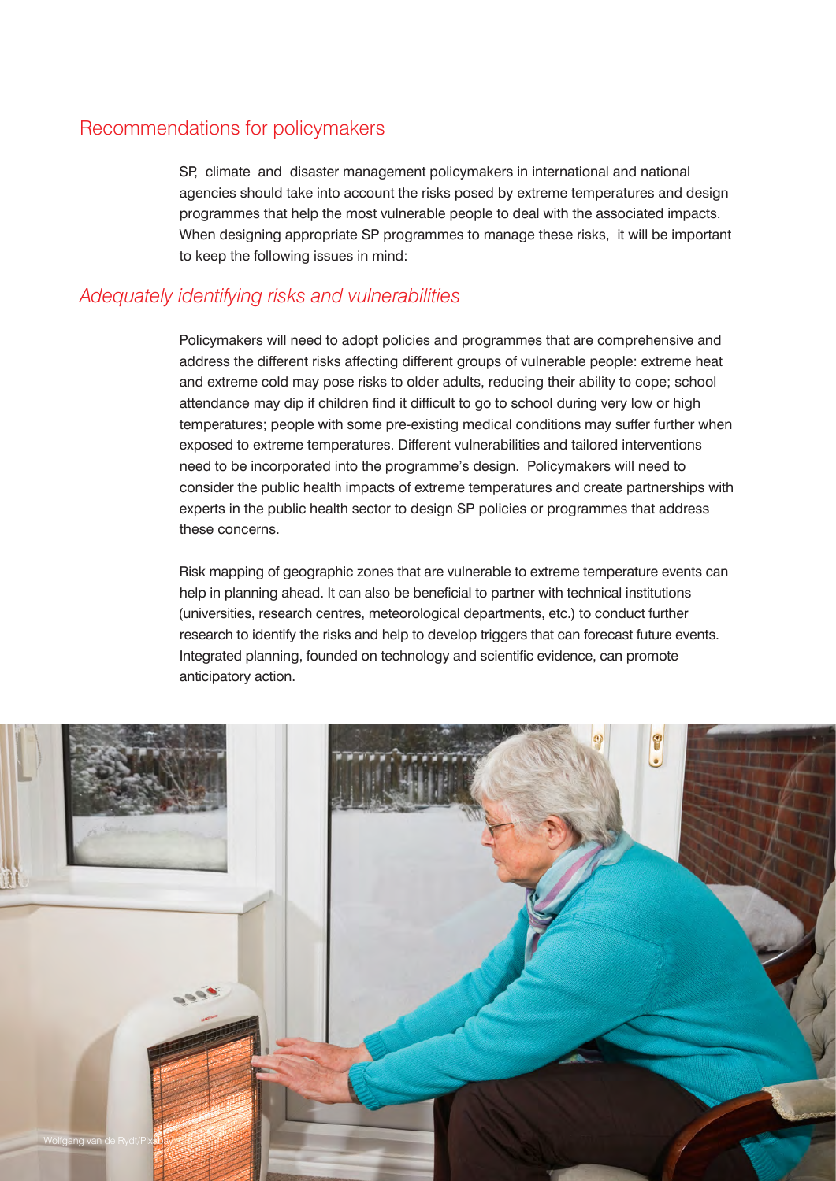## Recommendations for policymakers

SP, climate and disaster management policymakers in international and national agencies should take into account the risks posed by extreme temperatures and design programmes that help the most vulnerable people to deal with the associated impacts. When designing appropriate SP programmes to manage these risks, it will be important to keep the following issues in mind:

### *Adequately identifying risks and vulnerabilities*

Policymakers will need to adopt policies and programmes that are comprehensive and address the different risks affecting different groups of vulnerable people: extreme heat and extreme cold may pose risks to older adults, reducing their ability to cope; school attendance may dip if children find it difficult to go to school during very low or high temperatures; people with some pre-existing medical conditions may suffer further when exposed to extreme temperatures. Different vulnerabilities and tailored interventions need to be incorporated into the programme's design. Policymakers will need to consider the public health impacts of extreme temperatures and create partnerships with experts in the public health sector to design SP policies or programmes that address these concerns.

Risk mapping of geographic zones that are vulnerable to extreme temperature events can help in planning ahead. It can also be beneficial to partner with technical institutions (universities, research centres, meteorological departments, etc.) to conduct further research to identify the risks and help to develop triggers that can forecast future events. Integrated planning, founded on technology and scientific evidence, can promote anticipatory action.

Wolfgang van de Rydt/Pixabay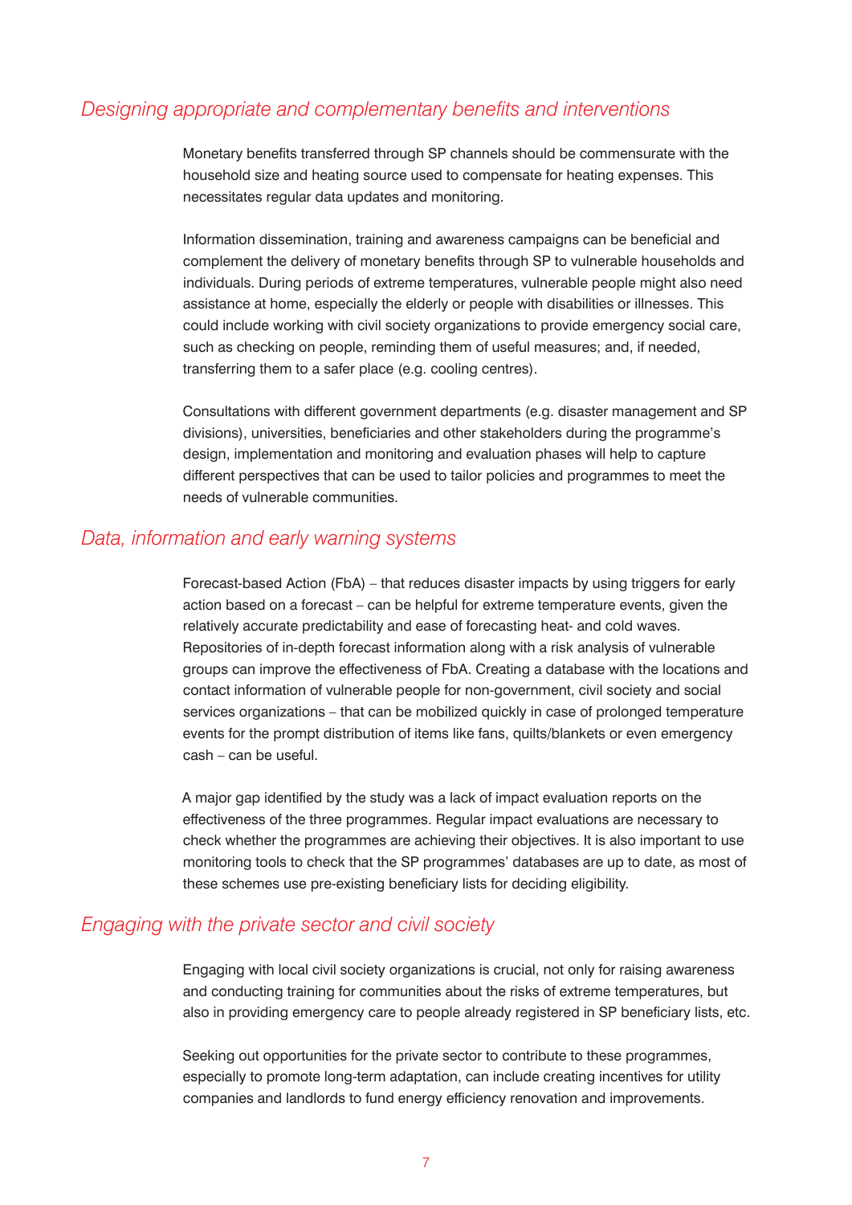## *Designing appropriate and complementary benefits and interventions*

Monetary benefits transferred through SP channels should be commensurate with the household size and heating source used to compensate for heating expenses. This necessitates regular data updates and monitoring.

Information dissemination, training and awareness campaigns can be beneficial and complement the delivery of monetary benefits through SP to vulnerable households and individuals. During periods of extreme temperatures, vulnerable people might also need assistance at home, especially the elderly or people with disabilities or illnesses. This could include working with civil society organizations to provide emergency social care, such as checking on people, reminding them of useful measures; and, if needed, transferring them to a safer place (e.g. cooling centres).

Consultations with different government departments (e.g. disaster management and SP divisions), universities, beneficiaries and other stakeholders during the programme's design, implementation and monitoring and evaluation phases will help to capture different perspectives that can be used to tailor policies and programmes to meet the needs of vulnerable communities.

## *Data, information and early warning systems*

Forecast-based Action (FbA) – that reduces disaster impacts by using triggers for early action based on a forecast – can be helpful for extreme temperature events, given the relatively accurate predictability and ease of forecasting heat- and cold waves. Repositories of in-depth forecast information along with a risk analysis of vulnerable groups can improve the effectiveness of FbA. Creating a database with the locations and contact information of vulnerable people for non-government, civil society and social services organizations – that can be mobilized quickly in case of prolonged temperature events for the prompt distribution of items like fans, quilts/blankets or even emergency cash – can be useful.

A major gap identified by the study was a lack of impact evaluation reports on the effectiveness of the three programmes. Regular impact evaluations are necessary to check whether the programmes are achieving their objectives. It is also important to use monitoring tools to check that the SP programmes' databases are up to date, as most of these schemes use pre-existing beneficiary lists for deciding eligibility.

## *Engaging with the private sector and civil society*

Engaging with local civil society organizations is crucial, not only for raising awareness and conducting training for communities about the risks of extreme temperatures, but also in providing emergency care to people already registered in SP beneficiary lists, etc.

Seeking out opportunities for the private sector to contribute to these programmes, especially to promote long-term adaptation, can include creating incentives for utility companies and landlords to fund energy efficiency renovation and improvements.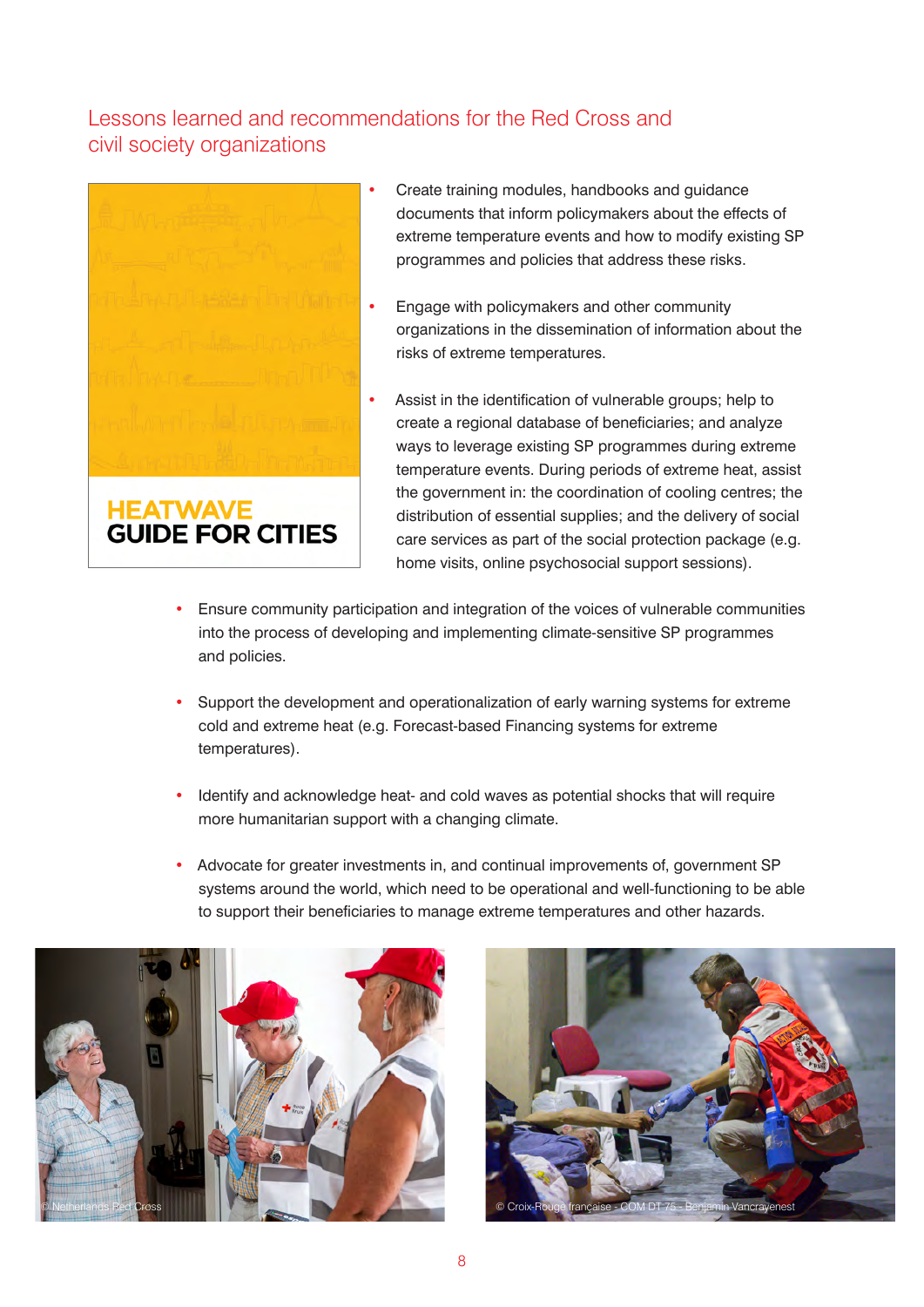## Lessons learned and recommendations for the Red Cross and civil society organizations

HEATWAVE GUIDE FOR CITIES

- Create training modules, handbooks and guidance documents that inform policymakers about the effects of extreme temperature events and how to modify existing SP programmes and policies that address these risks.
- Engage with policymakers and other community organizations in the dissemination of information about the risks of extreme temperatures.
- Assist in the identification of vulnerable groups; help to create a regional database of beneficiaries; and analyze ways to leverage existing SP programmes during extreme temperature events. During periods of extreme heat, assist the government in: the coordination of cooling centres; the distribution of essential supplies; and the delivery of social care services as part of the social protection package (e.g. home visits, online psychosocial support sessions).
- Ensure community participation and integration of the voices of vulnerable communities into the process of developing and implementing climate-sensitive SP programmes and policies.
- Support the development and operationalization of early warning systems for extreme cold and extreme heat (e.g. Forecast-based Financing systems for extreme temperatures).
- Identify and acknowledge heat- and cold waves as potential shocks that will require more humanitarian support with a changing climate.
- Advocate for greater investments in, and continual improvements of, government SP systems around the world, which need to be operational and well-functioning to be able to support their beneficiaries to manage extreme temperatures and other hazards.

© Netherlands Red Cross

© Croix-Rouge française - COM DT 75 - Benjamin Vancrayenest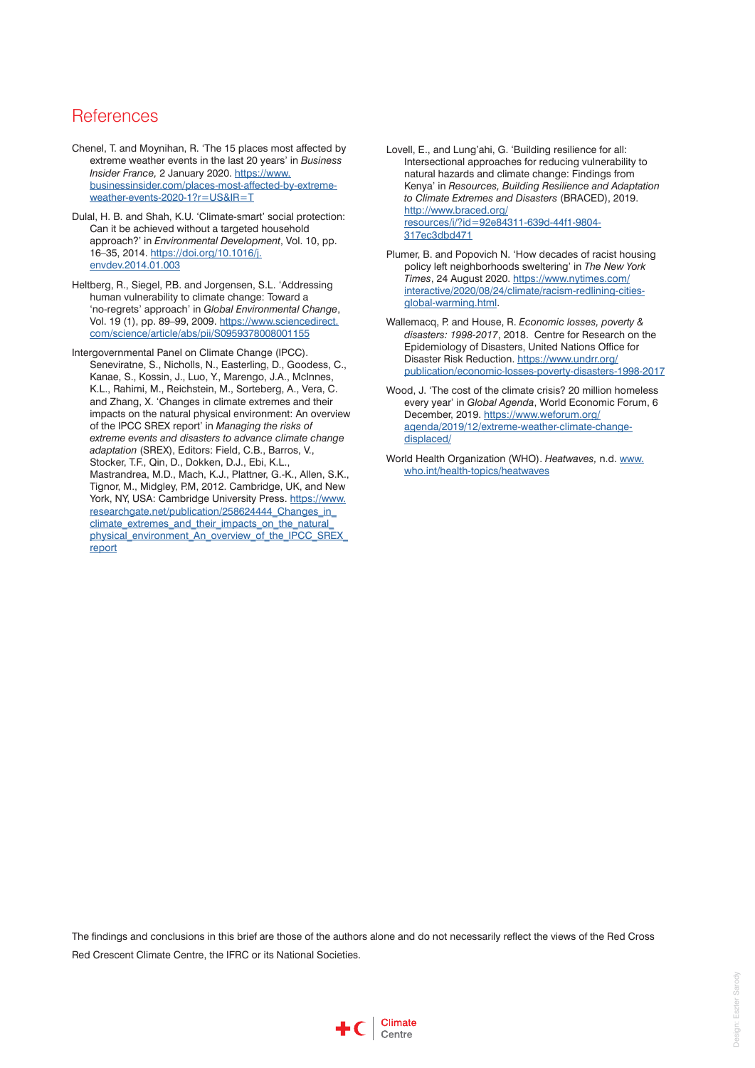# References

Chenel, T. and Moynihan, R. 'The 15 places most affected by extreme weather events in the last 20 years' in *Business Insider France,* 2 January 2020. https://www.businessinsider.com/places-most-affected-by-extreme-weather-events-2020-1?r=US&IR=T

Dulal, H. B. and Shah, K.U. 'Climate-smart' social protection: Can it be achieved without a targeted household approach?' in *Environmental Development*, Vol. 10, pp. 16–35, 2014. https://doi.org/10.1016/j.envdev.2014.01.003

Heltberg, R., Siegel, P.B. and Jorgensen, S.L. 'Addressing human vulnerability to climate change: Toward a 'no-regrets' approach' in *Global Environmental Change*, Vol. 19 (1), pp. 89–99, 2009. https://www.sciencedirect.com/science/article/abs/pii/S0959378008001155

Intergovernmental Panel on Climate Change (IPCC). Seneviratne, S., Nicholls, N., Easterling, D., Goodess, C., Kanae, S., Kossin, J., Luo, Y., Marengo, J.A., McInnes, K.L., Rahimi, M., Reichstein, M., Sorteberg, A., Vera, C. and Zhang, X. 'Changes in climate extremes and their impacts on the natural physical environment: An overview of the IPCC SREX report' in *Managing the risks of extreme events and disasters to advance climate change adaptation* (SREX), Editors: Field, C.B., Barros, V., Stocker, T.F., Qin, D., Dokken, D.J., Ebi, K.L., Mastrandrea, M.D., Mach, K.J., Plattner, G.-K., Allen, S.K., Tignor, M., Midgley, P.M, 2012. Cambridge, UK, and New York, NY, USA: Cambridge University Press. https://www.researchgate.net/publication/258624444_Changes_in_climate_extremes_and_their_impacts_on_the_natural_physical_environment_An_overview_of_the_IPCC_SREX_report

Lovell, E., and Lung'ahi, G. 'Building resilience for all: Intersectional approaches for reducing vulnerability to natural hazards and climate change: Findings from Kenya' in *Resources, Building Resilience and Adaptation to Climate Extremes and Disasters* (BRACED), 2019. http://www.braced.org/resources/i/?id=92e84311-639d-44f1-9804-317ec3dbd471

Plumer, B. and Popovich N. 'How decades of racist housing policy left neighborhoods sweltering' in *The New York Times*, 24 August 2020. https://www.nytimes.com/interactive/2020/08/24/climate/racism-redlining-cities-global-warming.html.

Wallemacq, P. and House, R. *Economic losses, poverty & disasters: 1998-2017*, 2018. Centre for Research on the Epidemiology of Disasters, United Nations Office for Disaster Risk Reduction. https://www.undrr.org/publication/economic-losses-poverty-disasters-1998-2017

Wood, J. 'The cost of the climate crisis? 20 million homeless every year' in *Global Agenda*, World Economic Forum, 6 December, 2019. https://www.weforum.org/agenda/2019/12/extreme-weather-climate-change-displaced/

World Health Organization (WHO). *Heatwaves,* n.d. www.who.int/health-topics/heatwaves

The findings and conclusions in this brief are those of the authors alone and do not necessarily reflect the views of the Red Cross Red Crescent Climate Centre, the IFRC or its National Societies.

Climate Centre

Design: Eszter Sarody